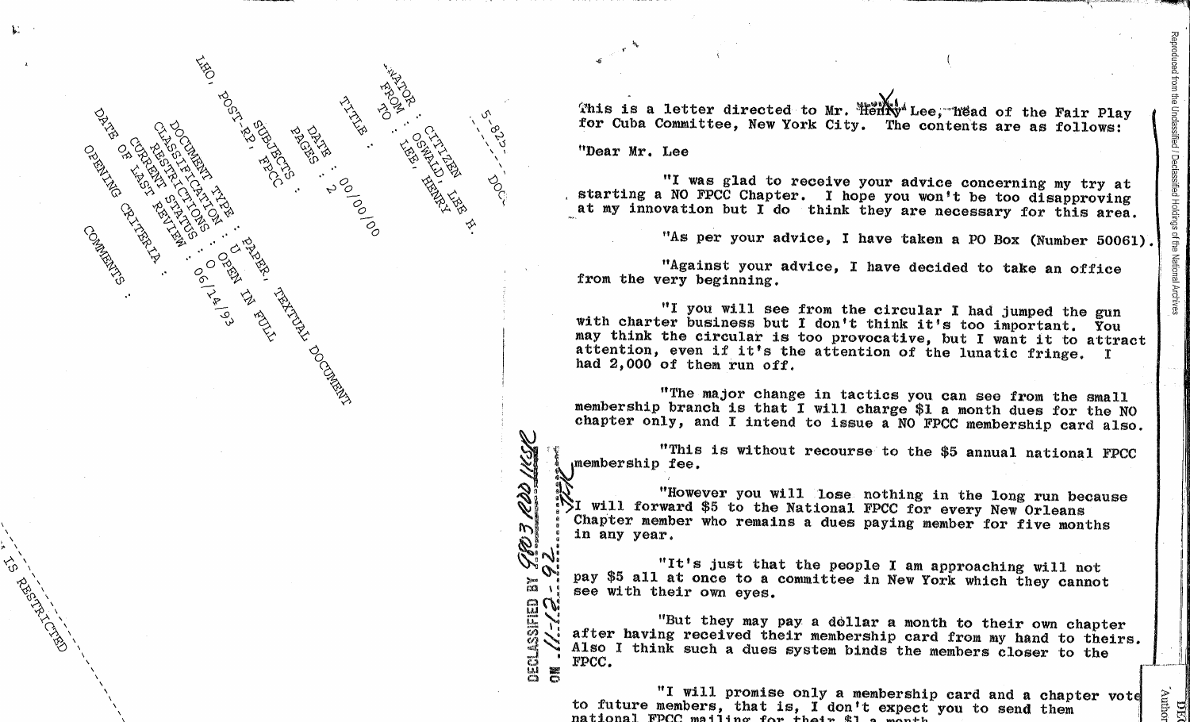DOC
5-825-

ORIGINATOR : CITIZEN
FROM : OSWALD, LEE H.
TO : LEE, HENRY
TITLE :

DATE : 00/00/00
PAGES : 2

SUBJECTS :
LHO, POST-RP, FPCC

DOCUMENT TYPE : PAPER, TEXTUAL DOCUMENT
CLASSIFICATION : U
RESTRICTIONS : OPEN IN FULL
CURRENT STATUS : O
DATE OF LAST REVIEW : 06/14/93
OPENING CRITERIA :

COMMENTS :

IS RESTRICTED

DECLASSIFIED BY 9803 RDD IKSC
ON 11-12-92

This is a letter directed to Mr. Henry Lee, head of the Fair Play for Cuba Committee, New York City. The contents are as follows:

"Dear Mr. Lee

"I was glad to receive your advice concerning my try at starting a NO FPCC Chapter. I hope you won't be too disapproving at my innovation but I do think they are necessary for this area.

"As per your advice, I have taken a PO Box (Number 50061).

"Against your advice, I have decided to take an office from the very beginning.

"I you will see from the circular I had jumped the gun with charter business but I don't think it's too important. You may think the circular is too provocative, but I want it to attract attention, even if it's the attention of the lunatic fringe. I had 2,000 of them run off.

"The major change in tactics you can see from the small membership branch is that I will charge $1 a month dues for the NO chapter only, and I intend to issue a NO FPCC membership card also.

"This is without recourse to the $5 annual national FPCC membership fee.

"However you will lose nothing in the long run because I will forward $5 to the National FPCC for every New Orleans Chapter member who remains a dues paying member for five months in any year.

"It's just that the people I am approaching will not pay $5 all at once to a committee in New York which they cannot see with their own eyes.

"But they may pay a dollar a month to their own chapter after having received their membership card from my hand to theirs. Also I think such a dues system binds the members closer to the FPCC.

"I will promise only a membership card and a chapter vote to future members, that is, I don't expect you to send them national FPCC mailing for their $1 a month.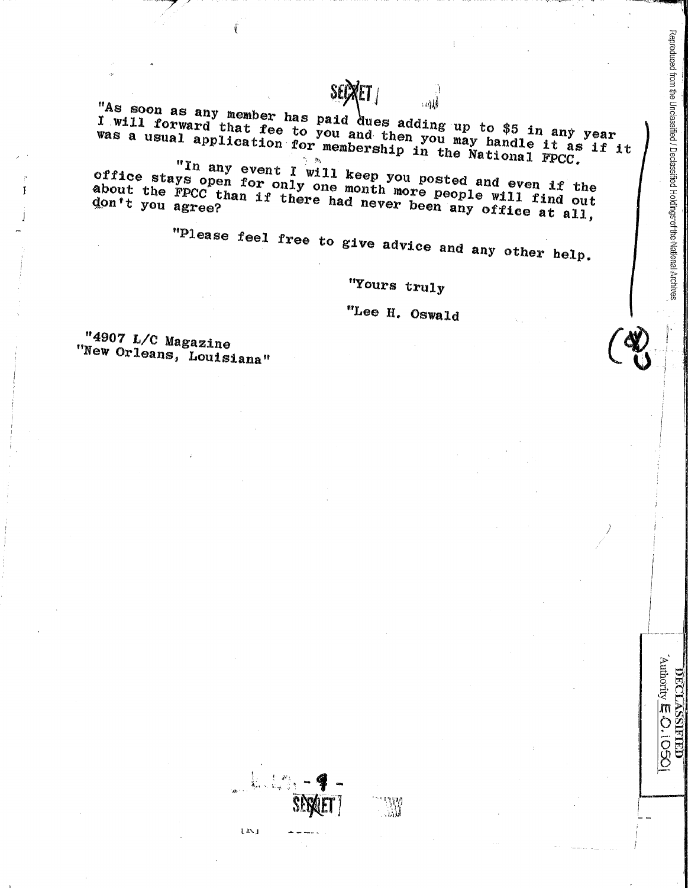SECRET

"As soon as any member has paid dues adding up to $5 in any year I will forward that fee to you and then you may handle it as if it was a usual application for membership in the National FPCC.

"In any event I will keep you posted and even if the office stays open for only one month more people will find out about the FPCC than if there had never been any office at all, don't you agree?

"Please feel free to give advice and any other help.

"Yours truly

"Lee H. Oswald

"4907 L/C Magazine
"New Orleans, Louisiana"

SECRET